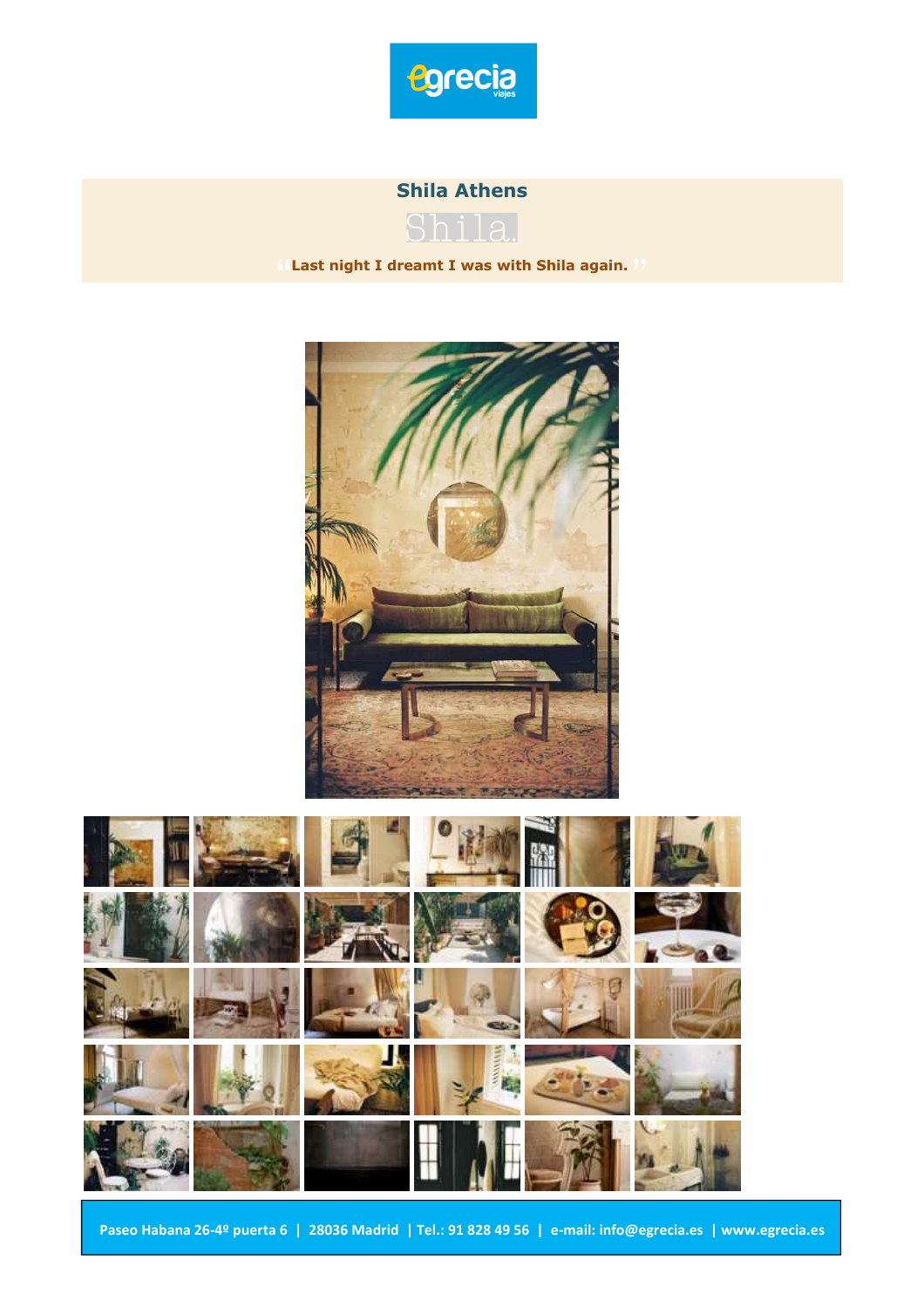# Shila Athens

Shila.

"Last night I dreamt I was with Shila again."

Paseo Habana 26-4º puerta 6 | 28036 Madrid | Tel.: 91 828 49 56 | e-mail: info@egrecia.es | www.egrecia.es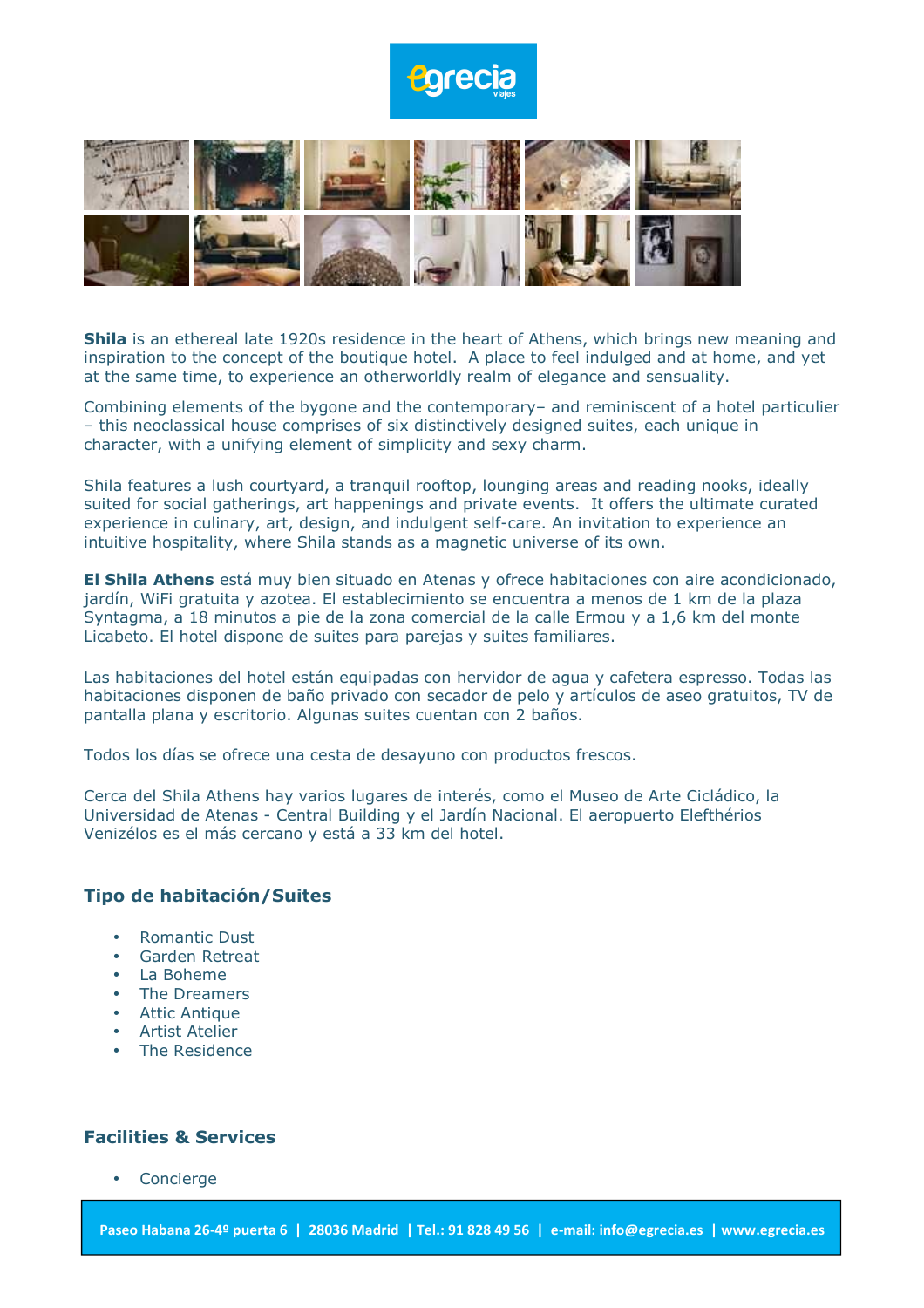**Shila** is an ethereal late 1920s residence in the heart of Athens, which brings new meaning and inspiration to the concept of the boutique hotel. A place to feel indulged and at home, and yet at the same time, to experience an otherworldly realm of elegance and sensuality.

Combining elements of the bygone and the contemporary– and reminiscent of a hotel particulier – this neoclassical house comprises of six distinctively designed suites, each unique in character, with a unifying element of simplicity and sexy charm.

Shila features a lush courtyard, a tranquil rooftop, lounging areas and reading nooks, ideally suited for social gatherings, art happenings and private events. It offers the ultimate curated experience in culinary, art, design, and indulgent self-care. An invitation to experience an intuitive hospitality, where Shila stands as a magnetic universe of its own.

**El Shila Athens** está muy bien situado en Atenas y ofrece habitaciones con aire acondicionado, jardín, WiFi gratuita y azotea. El establecimiento se encuentra a menos de 1 km de la plaza Syntagma, a 18 minutos a pie de la zona comercial de la calle Ermou y a 1,6 km del monte Licabeto. El hotel dispone de suites para parejas y suites familiares.

Las habitaciones del hotel están equipadas con hervidor de agua y cafetera espresso. Todas las habitaciones disponen de baño privado con secador de pelo y artículos de aseo gratuitos, TV de pantalla plana y escritorio. Algunas suites cuentan con 2 baños.

Todos los días se ofrece una cesta de desayuno con productos frescos.

Cerca del Shila Athens hay varios lugares de interés, como el Museo de Arte Cicládico, la Universidad de Atenas - Central Building y el Jardín Nacional. El aeropuerto Elefthérios Venizélos es el más cercano y está a 33 km del hotel.

## Tipo de habitación/Suites

- Romantic Dust
- Garden Retreat
- La Boheme
- The Dreamers
- Attic Antique
- Artist Atelier
- The Residence

## Facilities & Services

- Concierge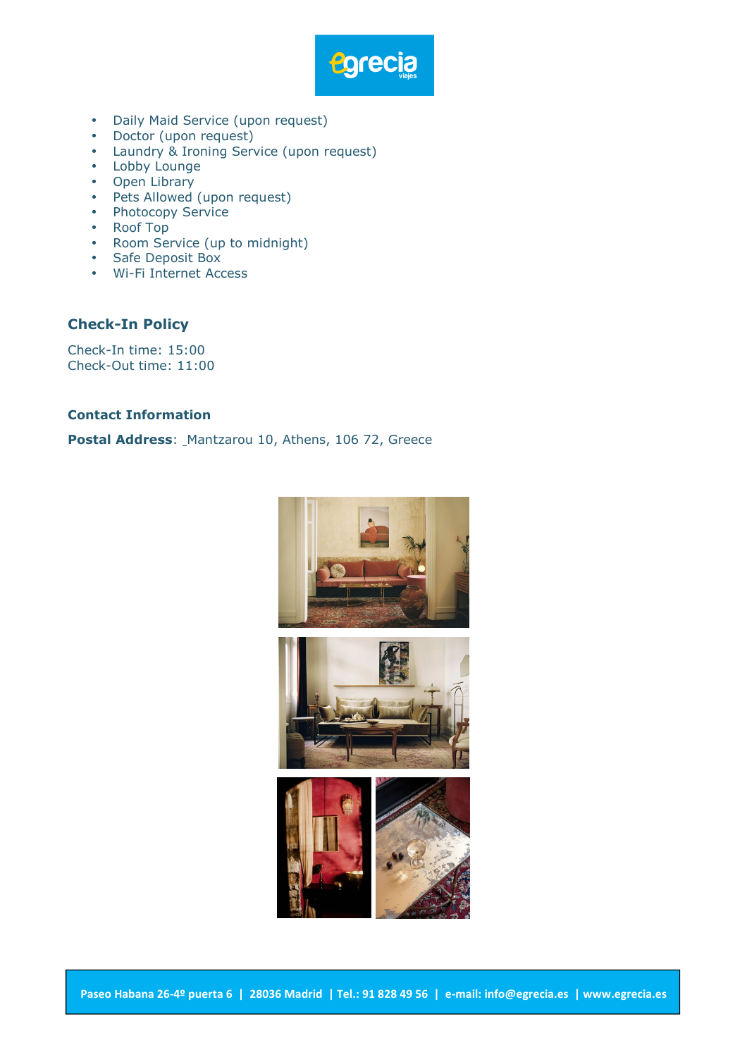- Daily Maid Service (upon request)
- Doctor (upon request)
- Laundry & Ironing Service (upon request)
- Lobby Lounge
- Open Library
- Pets Allowed (upon request)
- Photocopy Service
- Roof Top
- Room Service (up to midnight)
- Safe Deposit Box
- Wi-Fi Internet Access

### Check-In Policy

Check-In time: 15:00
Check-Out time: 11:00

### Contact Information

**Postal Address**: Mantzarou 10, Athens, 106 72, Greece